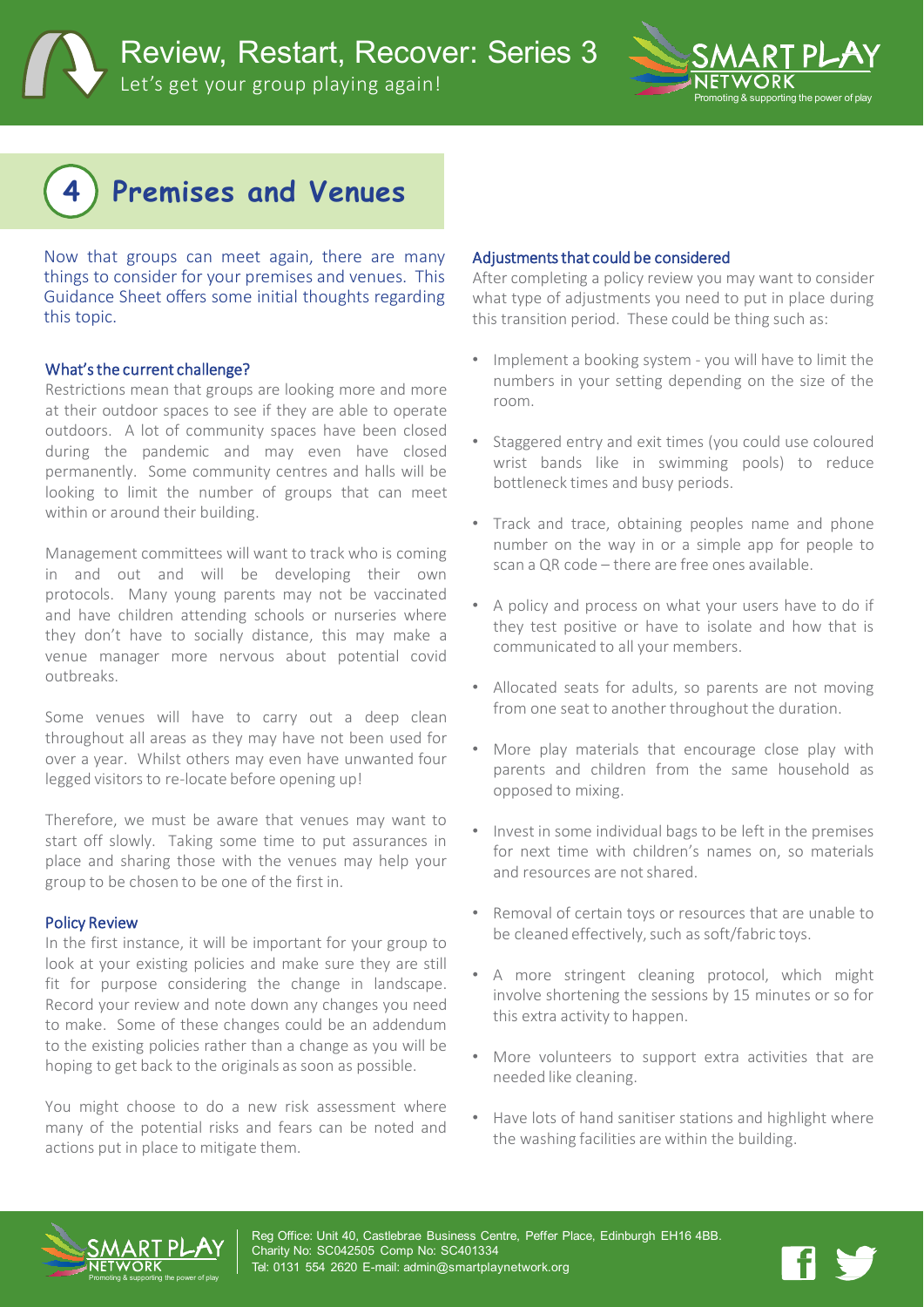# Review, Restart, Recover: Series 3

Let's get your group playing again!

## 4 Premises and Venues

Now that groups can meet again, there are many things to consider for your premises and venues. This Guidance Sheet offers some initial thoughts regarding this topic.

### What's the current challenge?

Restrictions mean that groups are looking more and more at their outdoor spaces to see if they are able to operate outdoors. A lot of community spaces have been closed during the pandemic and may even have closed permanently. Some community centres and halls will be looking to limit the number of groups that can meet within or around their building.

Management committees will want to track who is coming in and out and will be developing their own protocols. Many young parents may not be vaccinated and have children attending schools or nurseries where they don't have to socially distance, this may make a venue manager more nervous about potential covid outbreaks.

Some venues will have to carry out a deep clean throughout all areas as they may have not been used for over a year. Whilst others may even have unwanted four legged visitors to re-locate before opening up!

Therefore, we must be aware that venues may want to start off slowly. Taking some time to put assurances in place and sharing those with the venues may help your group to be chosen to be one of the first in.

### Policy Review

In the first instance, it will be important for your group to look at your existing policies and make sure they are still fit for purpose considering the change in landscape. Record your review and note down any changes you need to make. Some of these changes could be an addendum to the existing policies rather than a change as you will be hoping to get back to the originals as soon as possible.

You might choose to do a new risk assessment where many of the potential risks and fears can be noted and actions put in place to mitigate them.

### Adjustments that could be considered

After completing a policy review you may want to consider what type of adjustments you need to put in place during this transition period. These could be thing such as:

- Implement a booking system - you will have to limit the numbers in your setting depending on the size of the room.
- Staggered entry and exit times (you could use coloured wrist bands like in swimming pools) to reduce bottleneck times and busy periods.
- Track and trace, obtaining peoples name and phone number on the way in or a simple app for people to scan a QR code – there are free ones available.
- A policy and process on what your users have to do if they test positive or have to isolate and how that is communicated to all your members.
- Allocated seats for adults, so parents are not moving from one seat to another throughout the duration.
- More play materials that encourage close play with parents and children from the same household as opposed to mixing.
- Invest in some individual bags to be left in the premises for next time with children's names on, so materials and resources are not shared.
- Removal of certain toys or resources that are unable to be cleaned effectively, such as soft/fabric toys.
- A more stringent cleaning protocol, which might involve shortening the sessions by 15 minutes or so for this extra activity to happen.
- More volunteers to support extra activities that are needed like cleaning.
- Have lots of hand sanitiser stations and highlight where the washing facilities are within the building.

Reg Office: Unit 40, Castlebrae Business Centre, Peffer Place, Edinburgh EH16 4BB.
Charity No: SC042505 Comp No: SC401334
Tel: 0131 554 2620 E-mail: admin@smartplaynetwork.org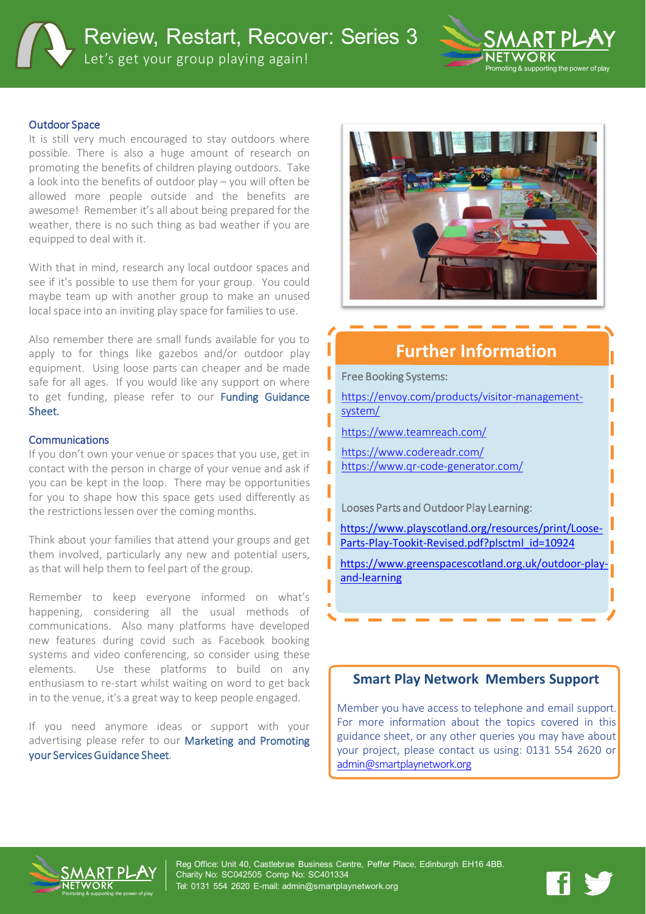# Review, Restart, Recover: Series 3

Let's get your group playing again!

### Outdoor Space

It is still very much encouraged to stay outdoors where possible. There is also a huge amount of research on promoting the benefits of children playing outdoors. Take a look into the benefits of outdoor play – you will often be allowed more people outside and the benefits are awesome! Remember it's all about being prepared for the weather, there is no such thing as bad weather if you are equipped to deal with it.

With that in mind, research any local outdoor spaces and see if it's possible to use them for your group. You could maybe team up with another group to make an unused local space into an inviting play space for families to use.

Also remember there are small funds available for you to apply to for things like gazebos and/or outdoor play equipment. Using loose parts can cheaper and be made safe for all ages. If you would like any support on where to get funding, please refer to our **Funding Guidance Sheet.**

### Communications

If you don't own your venue or spaces that you use, get in contact with the person in charge of your venue and ask if you can be kept in the loop. There may be opportunities for you to shape how this space gets used differently as the restrictions lessen over the coming months.

Think about your families that attend your groups and get them involved, particularly any new and potential users, as that will help them to feel part of the group.

Remember to keep everyone informed on what's happening, considering all the usual methods of communications. Also many platforms have developed new features during covid such as Facebook booking systems and video conferencing, so consider using these elements. Use these platforms to build on any enthusiasm to re-start whilst waiting on word to get back in to the venue, it's a great way to keep people engaged.

If you need anymore ideas or support with your advertising please refer to our **Marketing and Promoting your Services Guidance Sheet**.

## Further Information

Free Booking Systems:

https://envoy.com/products/visitor-management-system/

https://www.teamreach.com/

https://www.codereadr.com/
https://www.qr-code-generator.com/

Looses Parts and Outdoor Play Learning:

https://www.playscotland.org/resources/print/Loose-Parts-Play-Tookit-Revised.pdf?plsctml_id=10924

https://www.greenspacescotland.org.uk/outdoor-play-and-learning

### Smart Play Network Members Support

Member you have access to telephone and email support. For more information about the topics covered in this guidance sheet, or any other queries you may have about your project, please contact us using: 0131 554 2620 or admin@smartplaynetwork.org

Reg Office: Unit 40, Castlebrae Business Centre, Peffer Place, Edinburgh EH16 4BB.
Charity No: SC042505 Comp No: SC401334
Tel: 0131 554 2620 E-mail: admin@smartplaynetwork.org